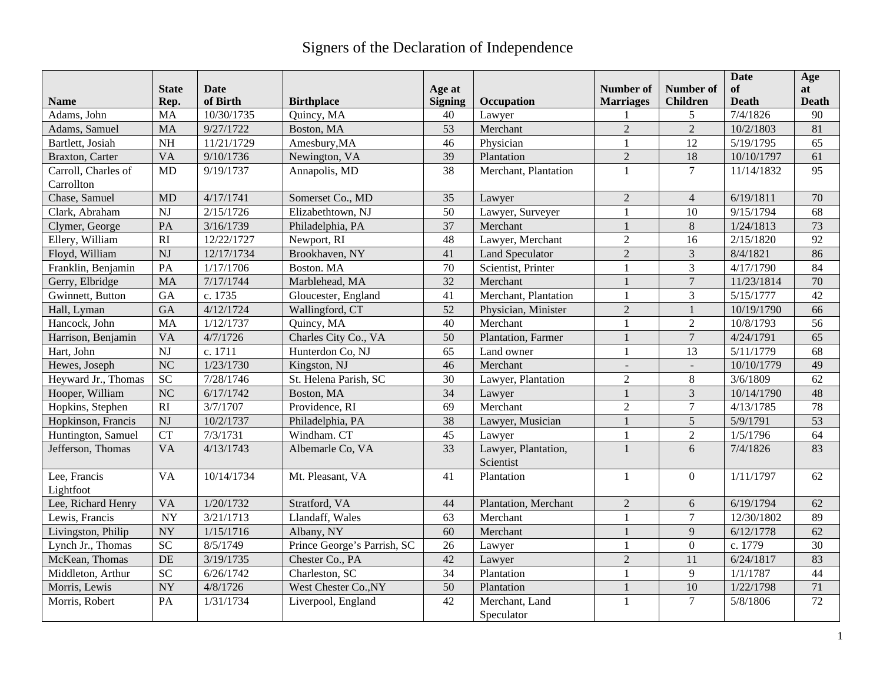# Signers of the Declaration of Independence

| Name | State Rep. | Date of Birth | Birthplace | Age at Signing | Occupation | Number of Marriages | Number of Children | Date of Death | Age at Death |
|---|---|---|---|---|---|---|---|---|---|
| Adams, John | MA | 10/30/1735 | Quincy, MA | 40 | Lawyer | 1 | 5 | 7/4/1826 | 90 |
| Adams, Samuel | MA | 9/27/1722 | Boston, MA | 53 | Merchant | 2 | 2 | 10/2/1803 | 81 |
| Bartlett, Josiah | NH | 11/21/1729 | Amesbury,MA | 46 | Physician | 1 | 12 | 5/19/1795 | 65 |
| Braxton, Carter | VA | 9/10/1736 | Newington, VA | 39 | Plantation | 2 | 18 | 10/10/1797 | 61 |
| Carroll, Charles of Carrollton | MD | 9/19/1737 | Annapolis, MD | 38 | Merchant, Plantation | 1 | 7 | 11/14/1832 | 95 |
| Chase, Samuel | MD | 4/17/1741 | Somerset Co., MD | 35 | Lawyer | 2 | 4 | 6/19/1811 | 70 |
| Clark, Abraham | NJ | 2/15/1726 | Elizabethtown, NJ | 50 | Lawyer, Surveyer | 1 | 10 | 9/15/1794 | 68 |
| Clymer, George | PA | 3/16/1739 | Philadelphia, PA | 37 | Merchant | 1 | 8 | 1/24/1813 | 73 |
| Ellery, William | RI | 12/22/1727 | Newport, RI | 48 | Lawyer, Merchant | 2 | 16 | 2/15/1820 | 92 |
| Floyd, William | NJ | 12/17/1734 | Brookhaven, NY | 41 | Land Speculator | 2 | 3 | 8/4/1821 | 86 |
| Franklin, Benjamin | PA | 1/17/1706 | Boston. MA | 70 | Scientist, Printer | 1 | 3 | 4/17/1790 | 84 |
| Gerry, Elbridge | MA | 7/17/1744 | Marblehead, MA | 32 | Merchant | 1 | 7 | 11/23/1814 | 70 |
| Gwinnett, Button | GA | c. 1735 | Gloucester, England | 41 | Merchant, Plantation | 1 | 3 | 5/15/1777 | 42 |
| Hall, Lyman | GA | 4/12/1724 | Wallingford, CT | 52 | Physician, Minister | 2 | 1 | 10/19/1790 | 66 |
| Hancock, John | MA | 1/12/1737 | Quincy, MA | 40 | Merchant | 1 | 2 | 10/8/1793 | 56 |
| Harrison, Benjamin | VA | 4/7/1726 | Charles City Co., VA | 50 | Plantation, Farmer | 1 | 7 | 4/24/1791 | 65 |
| Hart, John | NJ | c. 1711 | Hunterdon Co, NJ | 65 | Land owner | 1 | 13 | 5/11/1779 | 68 |
| Hewes, Joseph | NC | 1/23/1730 | Kingston, NJ | 46 | Merchant | - | - | 10/10/1779 | 49 |
| Heyward Jr., Thomas | SC | 7/28/1746 | St. Helena Parish, SC | 30 | Lawyer, Plantation | 2 | 8 | 3/6/1809 | 62 |
| Hooper, William | NC | 6/17/1742 | Boston, MA | 34 | Lawyer | 1 | 3 | 10/14/1790 | 48 |
| Hopkins, Stephen | RI | 3/7/1707 | Providence, RI | 69 | Merchant | 2 | 7 | 4/13/1785 | 78 |
| Hopkinson, Francis | NJ | 10/2/1737 | Philadelphia, PA | 38 | Lawyer, Musician | 1 | 5 | 5/9/1791 | 53 |
| Huntington, Samuel | CT | 7/3/1731 | Windham. CT | 45 | Lawyer | 1 | 2 | 1/5/1796 | 64 |
| Jefferson, Thomas | VA | 4/13/1743 | Albemarle Co, VA | 33 | Lawyer, Plantation, Scientist | 1 | 6 | 7/4/1826 | 83 |
| Lee, Francis Lightfoot | VA | 10/14/1734 | Mt. Pleasant, VA | 41 | Plantation | 1 | 0 | 1/11/1797 | 62 |
| Lee, Richard Henry | VA | 1/20/1732 | Stratford, VA | 44 | Plantation, Merchant | 2 | 6 | 6/19/1794 | 62 |
| Lewis, Francis | NY | 3/21/1713 | Llandaff, Wales | 63 | Merchant | 1 | 7 | 12/30/1802 | 89 |
| Livingston, Philip | NY | 1/15/1716 | Albany, NY | 60 | Merchant | 1 | 9 | 6/12/1778 | 62 |
| Lynch Jr., Thomas | SC | 8/5/1749 | Prince George's Parrish, SC | 26 | Lawyer | 1 | 0 | c. 1779 | 30 |
| McKean, Thomas | DE | 3/19/1735 | Chester Co., PA | 42 | Lawyer | 2 | 11 | 6/24/1817 | 83 |
| Middleton, Arthur | SC | 6/26/1742 | Charleston, SC | 34 | Plantation | 1 | 9 | 1/1/1787 | 44 |
| Morris, Lewis | NY | 4/8/1726 | West Chester Co.,NY | 50 | Plantation | 1 | 10 | 1/22/1798 | 71 |
| Morris, Robert | PA | 1/31/1734 | Liverpool, England | 42 | Merchant, Land Speculator | 1 | 7 | 5/8/1806 | 72 |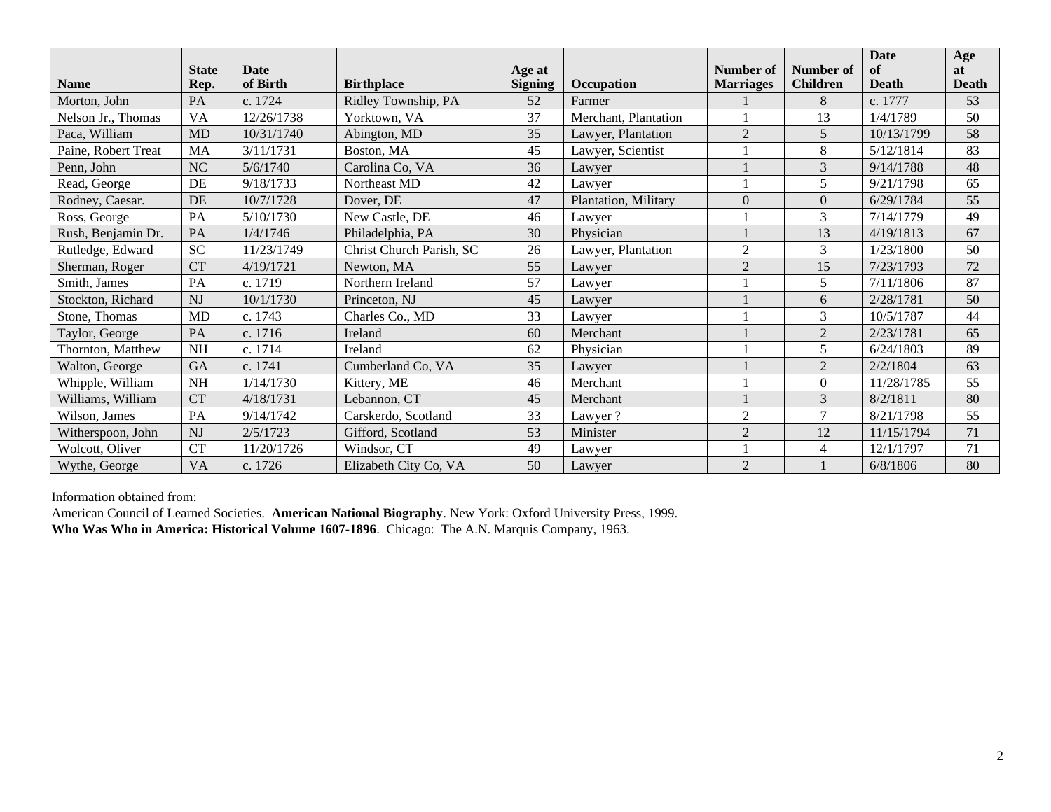| Name | State Rep. | Date of Birth | Birthplace | Age at Signing | Occupation | Number of Marriages | Number of Children | Date of Death | Age at Death |
|---|---|---|---|---|---|---|---|---|---|
| Morton, John | PA | c. 1724 | Ridley Township, PA | 52 | Farmer | 1 | 8 | c. 1777 | 53 |
| Nelson Jr., Thomas | VA | 12/26/1738 | Yorktown, VA | 37 | Merchant, Plantation | 1 | 13 | 1/4/1789 | 50 |
| Paca, William | MD | 10/31/1740 | Abington, MD | 35 | Lawyer, Plantation | 2 | 5 | 10/13/1799 | 58 |
| Paine, Robert Treat | MA | 3/11/1731 | Boston, MA | 45 | Lawyer, Scientist | 1 | 8 | 5/12/1814 | 83 |
| Penn, John | NC | 5/6/1740 | Carolina Co, VA | 36 | Lawyer | 1 | 3 | 9/14/1788 | 48 |
| Read, George | DE | 9/18/1733 | Northeast MD | 42 | Lawyer | 1 | 5 | 9/21/1798 | 65 |
| Rodney, Caesar. | DE | 10/7/1728 | Dover, DE | 47 | Plantation, Military | 0 | 0 | 6/29/1784 | 55 |
| Ross, George | PA | 5/10/1730 | New Castle, DE | 46 | Lawyer | 1 | 3 | 7/14/1779 | 49 |
| Rush, Benjamin Dr. | PA | 1/4/1746 | Philadelphia, PA | 30 | Physician | 1 | 13 | 4/19/1813 | 67 |
| Rutledge, Edward | SC | 11/23/1749 | Christ Church Parish, SC | 26 | Lawyer, Plantation | 2 | 3 | 1/23/1800 | 50 |
| Sherman, Roger | CT | 4/19/1721 | Newton, MA | 55 | Lawyer | 2 | 15 | 7/23/1793 | 72 |
| Smith, James | PA | c. 1719 | Northern Ireland | 57 | Lawyer | 1 | 5 | 7/11/1806 | 87 |
| Stockton, Richard | NJ | 10/1/1730 | Princeton, NJ | 45 | Lawyer | 1 | 6 | 2/28/1781 | 50 |
| Stone, Thomas | MD | c. 1743 | Charles Co., MD | 33 | Lawyer | 1 | 3 | 10/5/1787 | 44 |
| Taylor, George | PA | c. 1716 | Ireland | 60 | Merchant | 1 | 2 | 2/23/1781 | 65 |
| Thornton, Matthew | NH | c. 1714 | Ireland | 62 | Physician | 1 | 5 | 6/24/1803 | 89 |
| Walton, George | GA | c. 1741 | Cumberland Co, VA | 35 | Lawyer | 1 | 2 | 2/2/1804 | 63 |
| Whipple, William | NH | 1/14/1730 | Kittery, ME | 46 | Merchant | 1 | 0 | 11/28/1785 | 55 |
| Williams, William | CT | 4/18/1731 | Lebannon, CT | 45 | Merchant | 1 | 3 | 8/2/1811 | 80 |
| Wilson, James | PA | 9/14/1742 | Carskerdo, Scotland | 33 | Lawyer ? | 2 | 7 | 8/21/1798 | 55 |
| Witherspoon, John | NJ | 2/5/1723 | Gifford, Scotland | 53 | Minister | 2 | 12 | 11/15/1794 | 71 |
| Wolcott, Oliver | CT | 11/20/1726 | Windsor, CT | 49 | Lawyer | 1 | 4 | 12/1/1797 | 71 |
| Wythe, George | VA | c. 1726 | Elizabeth City Co, VA | 50 | Lawyer | 2 | 1 | 6/8/1806 | 80 |

Information obtained from:
American Council of Learned Societies. **American National Biography**. New York: Oxford University Press, 1999.
**Who Was Who in America: Historical Volume 1607-1896**. Chicago: The A.N. Marquis Company, 1963.